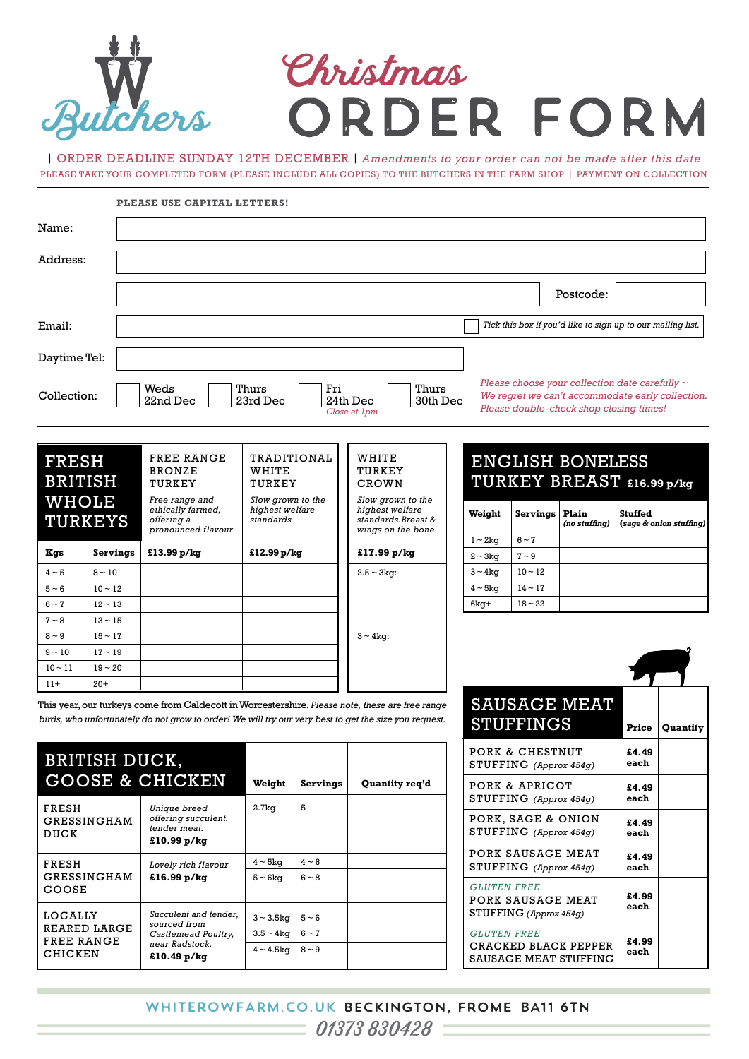# W Butchers

# Christmas ORDER FORM

| ORDER DEADLINE SUNDAY 12TH DECEMBER | *Amendments to your order can not be made after this date*

PLEASE TAKE YOUR COMPLETED FORM (PLEASE INCLUDE ALL COPIES) TO THE BUTCHERS IN THE FARM SHOP | PAYMENT ON COLLECTION

**PLEASE USE CAPITAL LETTERS!**

Name:

Address:

Postcode:

Email:

*Tick this box if you'd like to sign up to our mailing list.*

Daytime Tel:

Collection: ☐ Weds 22nd Dec ☐ Thurs 23rd Dec ☐ Fri 24th Dec *Close at 1pm* ☐ Thurs 30th Dec

*Please choose your collection date carefully ~ We regret we can't accommodate early collection. Please double-check shop closing times!*

## FRESH BRITISH WHOLE TURKEYS

| Kgs | Servings | FREE RANGE BRONZE TURKEY *Free range and ethically farmed, offering a pronounced flavour* **£13.99 p/kg** | TRADITIONAL WHITE TURKEY *Slow grown to the highest welfare standards* **£12.99 p/kg** | WHITE TURKEY CROWN *Slow grown to the highest welfare standards. Breast & wings on the bone* **£17.99 p/kg** |
|---|---|---|---|---|
| 4 ~ 5 | 8 ~ 10 | | | 2.5 ~ 3kg: |
| 5 ~ 6 | 10 ~ 12 | | | |
| 6 ~ 7 | 12 ~ 13 | | | |
| 7 ~ 8 | 13 ~ 15 | | | |
| 8 ~ 9 | 15 ~ 17 | | | 3 ~ 4kg: |
| 9 ~ 10 | 17 ~ 19 | | | |
| 10 ~ 11 | 19 ~ 20 | | | |
| 11+ | 20+ | | | |

This year, our turkeys come from Caldecott in Worcestershire. *Please note, these are free range birds, who unfortunately do not grow to order! We will try our very best to get the size you request.*

## ENGLISH BONELESS TURKEY BREAST £16.99 p/kg

| Weight | Servings | Plain *(no stuffing)* | Stuffed *(sage & onion stuffing)* |
|---|---|---|---|
| 1 ~ 2kg | 6 ~ 7 | | |
| 2 ~ 3kg | 7 ~ 9 | | |
| 3 ~ 4kg | 10 ~ 12 | | |
| 4 ~ 5kg | 14 ~ 17 | | |
| 6kg+ | 18 ~ 22 | | |

## BRITISH DUCK, GOOSE & CHICKEN

| | | Weight | Servings | Quantity req'd |
|---|---|---|---|---|
| FRESH GRESSINGHAM DUCK | *Unique breed offering succulent, tender meat.* **£10.99 p/kg** | 2.7kg | 5 | |
| FRESH GRESSINGHAM GOOSE | *Lovely rich flavour* **£16.99 p/kg** | 4 ~ 5kg | 4 ~ 6 | |
| | | 5 ~ 6kg | 6 ~ 8 | |
| LOCALLY REARED LARGE FREE RANGE CHICKEN | *Succulent and tender, sourced from Castlemead Poultry, near Radstock.* **£10.49 p/kg** | 3 ~ 3.5kg | 5 ~ 6 | |
| | | 3.5 ~ 4kg | 6 ~ 7 | |
| | | 4 ~ 4.5kg | 8 ~ 9 | |

## SAUSAGE MEAT STUFFINGS

| | Price | Quantity |
|---|---|---|
| PORK & CHESTNUT STUFFING *(Approx 454g)* | £4.49 each | |
| PORK & APRICOT STUFFING *(Approx 454g)* | £4.49 each | |
| PORK, SAGE & ONION STUFFING *(Approx 454g)* | £4.49 each | |
| PORK SAUSAGE MEAT STUFFING *(Approx 454g)* | £4.49 each | |
| *GLUTEN FREE* PORK SAUSAGE MEAT STUFFING *(Approx 454g)* | £4.99 each | |
| *GLUTEN FREE* CRACKED BLACK PEPPER SAUSAGE MEAT STUFFING | £4.99 each | |

WHITEROWFARM.CO.UK BECKINGTON, FROME BA11 6TN

01373 830428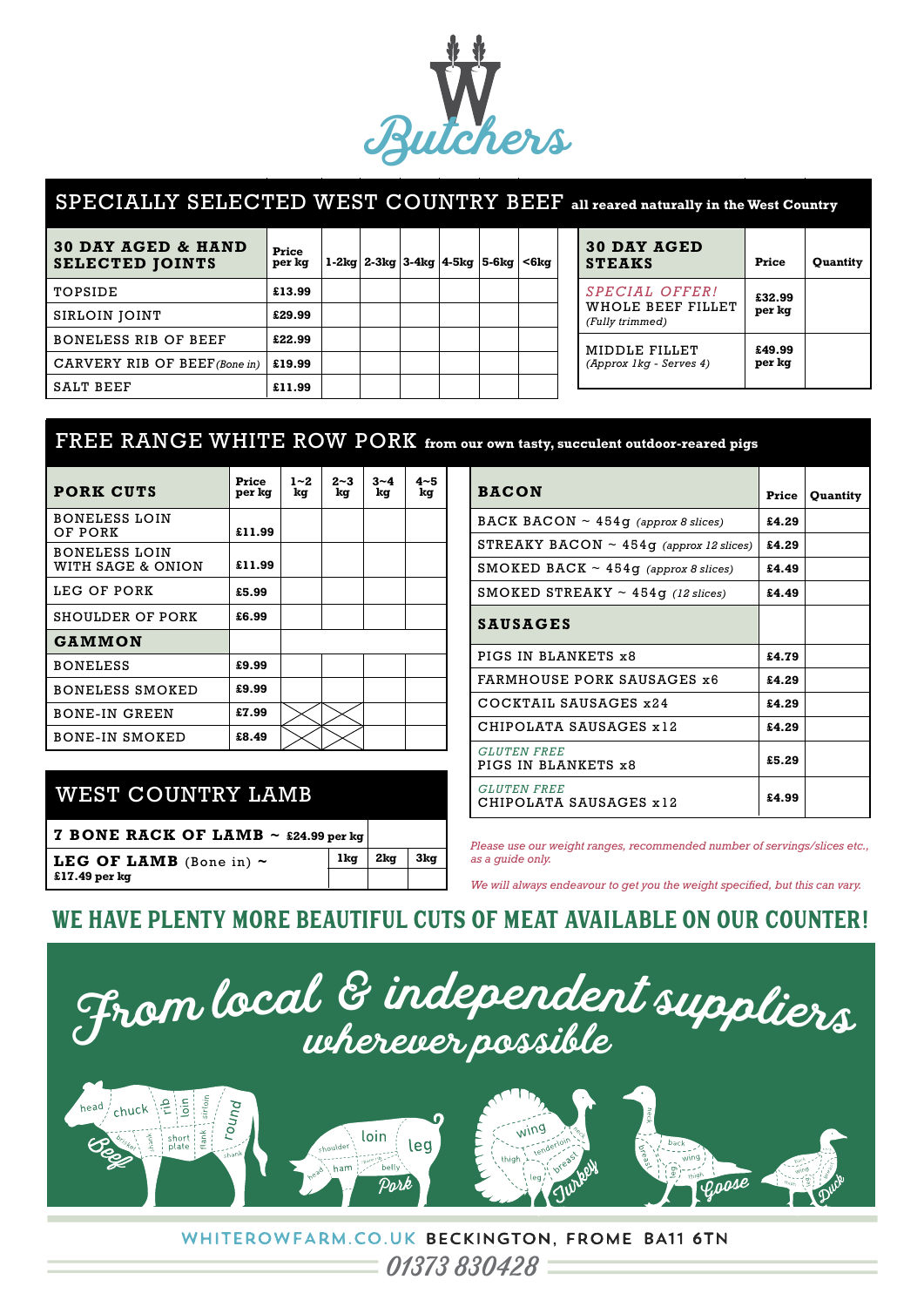# W Butchers

## SPECIALLY SELECTED WEST COUNTRY BEEF all reared naturally in the West Country

| 30 DAY AGED & HAND SELECTED JOINTS | Price per kg | 1-2kg | 2-3kg | 3-4kg | 4-5kg | 5-6kg | <6kg |
|---|---|---|---|---|---|---|---|
| TOPSIDE | £13.99 | | | | | | |
| SIRLOIN JOINT | £29.99 | | | | | | |
| BONELESS RIB OF BEEF | £22.99 | | | | | | |
| CARVERY RIB OF BEEF *(Bone in)* | £19.99 | | | | | | |
| SALT BEEF | £11.99 | | | | | | |

| 30 DAY AGED STEAKS | Price | Quantity |
|---|---|---|
| *SPECIAL OFFER!* WHOLE BEEF FILLET *(Fully trimmed)* | £32.99 per kg | |
| MIDDLE FILLET *(Approx 1kg - Serves 4)* | £49.99 per kg | |

## FREE RANGE WHITE ROW PORK from our own tasty, succulent outdoor-reared pigs

| PORK CUTS | Price per kg | 1~2 kg | 2~3 kg | 3~4 kg | 4~5 kg |
|---|---|---|---|---|---|
| BONELESS LOIN OF PORK | £11.99 | | | | |
| BONELESS LOIN WITH SAGE & ONION | £11.99 | | | | |
| LEG OF PORK | £5.99 | | | | |
| SHOULDER OF PORK | £6.99 | | | | |
| **GAMMON** | | | | | |
| BONELESS | £9.99 | | | | |
| BONELESS SMOKED | £9.99 | | | | |
| BONE-IN GREEN | £7.99 | X | X | | |
| BONE-IN SMOKED | £8.49 | X | X | | |

| BACON | Price | Quantity |
|---|---|---|
| BACK BACON ~ 454g *(approx 8 slices)* | £4.29 | |
| STREAKY BACON ~ 454g *(approx 12 slices)* | £4.29 | |
| SMOKED BACK ~ 454g *(approx 8 slices)* | £4.49 | |
| SMOKED STREAKY ~ 454g *(12 slices)* | £4.49 | |
| **SAUSAGES** | | |
| PIGS IN BLANKETS x8 | £4.79 | |
| FARMHOUSE PORK SAUSAGES x6 | £4.29 | |
| COCKTAIL SAUSAGES x24 | £4.29 | |
| CHIPOLATA SAUSAGES x12 | £4.29 | |
| *GLUTEN FREE* PIGS IN BLANKETS x8 | £5.29 | |
| *GLUTEN FREE* CHIPOLATA SAUSAGES x12 | £4.99 | |

## WEST COUNTRY LAMB

| | | | |
|---|---|---|---|
| **7 BONE RACK OF LAMB** ~ £24.99 per kg | | | |
| **LEG OF LAMB** (Bone in) ~ £17.49 per kg | 1kg | 2kg | 3kg |

*Please use our weight ranges, recommended number of servings/slices etc., as a guide only.*

*We will always endeavour to get you the weight specified, but this can vary.*

## WE HAVE PLENTY MORE BEAUTIFUL CUTS OF MEAT AVAILABLE ON OUR COUNTER!

From local & independent suppliers wherever possible

WHITEROWFARM.CO.UK BECKINGTON, FROME BA11 6TN

01373 830428